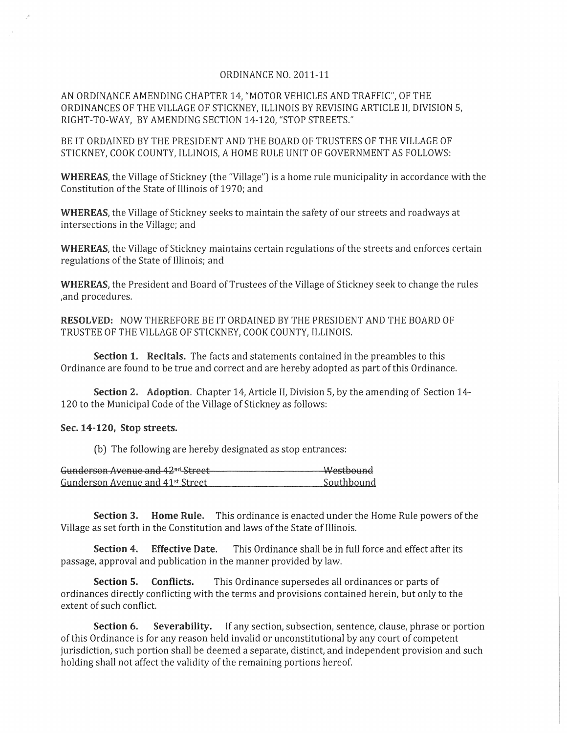ORDINANCE NO. 2011-11

AN ORDINANCE AMENDING CHAPTER 14, "MOTOR VEHICLES AND TRAFFIC", OF THE ORDINANCES OF THE VILLAGE OF STICKNEY, ILLINOIS BY REVISING ARTICLE II, DIVISION 5, RIGHT-TO-WAY, BY AMENDING SECTION 14-120, "STOP STREETS."

BE IT ORDAINED BY THE PRESIDENT AND THE BOARD OF TRUSTEES OF THE VILLAGE OF STICKNEY, COOK COUNTY, ILLINOIS, A HOME RULE UNIT OF GOVERNMENT AS FOLLOWS:

**WHEREAS**, the Village of Stickney (the "Village") is a home rule municipality in accordance with the Constitution of the State of Illinois of 1970; and

**WHEREAS**, the Village of Stickney seeks to maintain the safety of our streets and roadways at intersections in the Village; and

**WHEREAS**, the Village of Stickney maintains certain regulations of the streets and enforces certain regulations of the State of Illinois; and

**WHEREAS**, the President and Board of Trustees of the Village of Stickney seek to change the rules ,and procedures.

**RESOLVED:** NOW THEREFORE BE IT ORDAINED BY THE PRESIDENT AND THE BOARD OF TRUSTEE OF THE VILLAGE OF STICKNEY, COOK COUNTY, ILLINOIS.

**Section 1. Recitals.** The facts and statements contained in the preambles to this Ordinance are found to be true and correct and are hereby adopted as part of this Ordinance.

**Section 2. Adoption.** Chapter 14, Article II, Division 5, by the amending of Section 14-120 to the Municipal Code of the Village of Stickney as follows:

**Sec. 14-120, Stop streets.**

(b) The following are hereby designated as stop entrances:

| | |
|---|---|
| ~~Gunderson Avenue and 42nd Street~~ | ~~Westbound~~ |
| <u>Gunderson Avenue and 41st Street</u> | <u>Southbound</u> |

**Section 3. Home Rule.** This ordinance is enacted under the Home Rule powers of the Village as set forth in the Constitution and laws of the State of Illinois.

**Section 4. Effective Date.** This Ordinance shall be in full force and effect after its passage, approval and publication in the manner provided by law.

**Section 5. Conflicts.** This Ordinance supersedes all ordinances or parts of ordinances directly conflicting with the terms and provisions contained herein, but only to the extent of such conflict.

**Section 6. Severability.** If any section, subsection, sentence, clause, phrase or portion of this Ordinance is for any reason held invalid or unconstitutional by any court of competent jurisdiction, such portion shall be deemed a separate, distinct, and independent provision and such holding shall not affect the validity of the remaining portions hereof.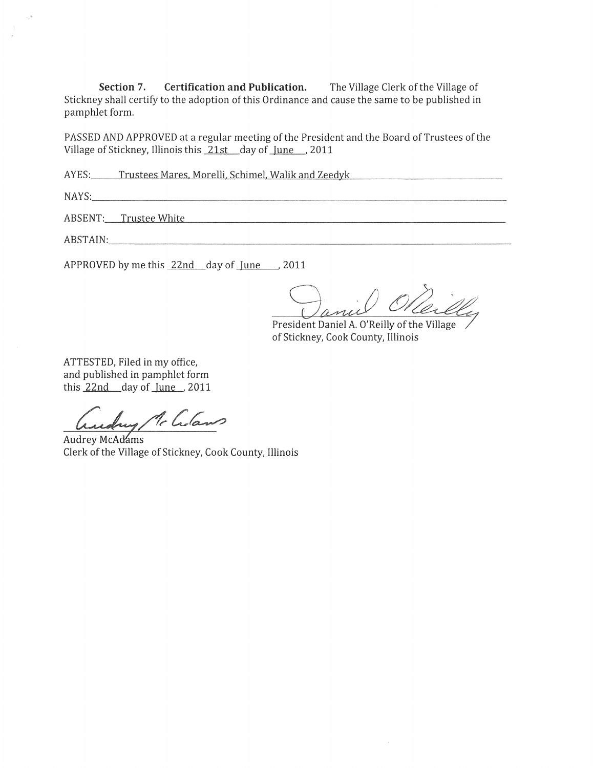**Section 7. Certification and Publication.** The Village Clerk of the Village of Stickney shall certify to the adoption of this Ordinance and cause the same to be published in pamphlet form.

PASSED AND APPROVED at a regular meeting of the President and the Board of Trustees of the Village of Stickney, Illinois this 21st day of June, 2011

AYES: Trustees Mares, Morelli, Schimel, Walik and Zeedyk

NAYS:

ABSENT: Trustee White

ABSTAIN:

APPROVED by me this 22nd day of June, 2011

Daniel O'Reilly

President Daniel A. O'Reilly of the Village of Stickney, Cook County, Illinois

ATTESTED, Filed in my office, and published in pamphlet form this 22nd day of June, 2011

Audrey McAdams

Audrey McAdams
Clerk of the Village of Stickney, Cook County, Illinois